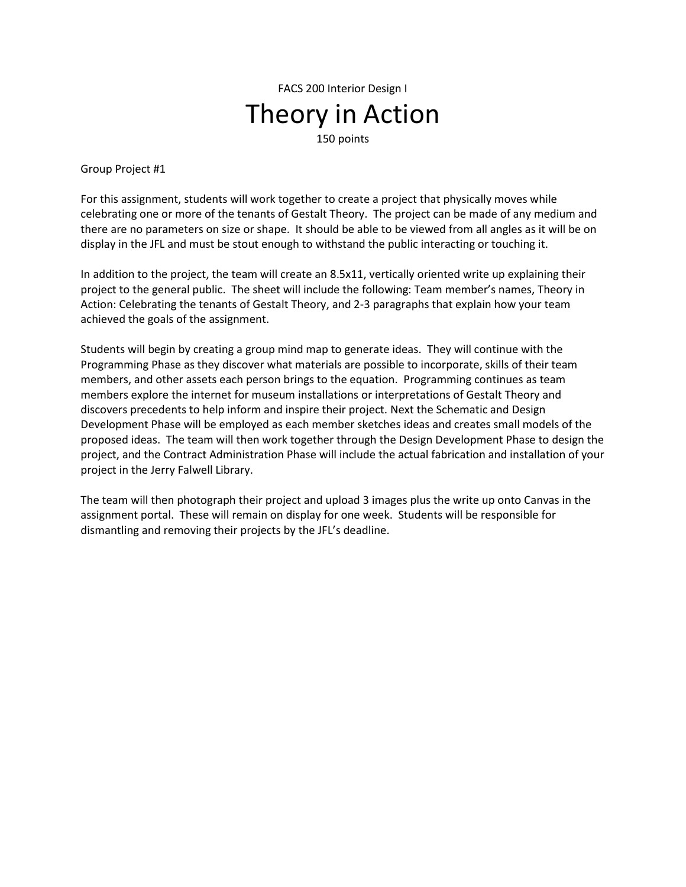FACS 200 Interior Design I

# Theory in Action

150 points

Group Project #1

For this assignment, students will work together to create a project that physically moves while celebrating one or more of the tenants of Gestalt Theory. The project can be made of any medium and there are no parameters on size or shape. It should be able to be viewed from all angles as it will be on display in the JFL and must be stout enough to withstand the public interacting or touching it.

In addition to the project, the team will create an 8.5x11, vertically oriented write up explaining their project to the general public. The sheet will include the following: Team member's names, Theory in Action: Celebrating the tenants of Gestalt Theory, and 2-3 paragraphs that explain how your team achieved the goals of the assignment.

Students will begin by creating a group mind map to generate ideas. They will continue with the Programming Phase as they discover what materials are possible to incorporate, skills of their team members, and other assets each person brings to the equation. Programming continues as team members explore the internet for museum installations or interpretations of Gestalt Theory and discovers precedents to help inform and inspire their project. Next the Schematic and Design Development Phase will be employed as each member sketches ideas and creates small models of the proposed ideas. The team will then work together through the Design Development Phase to design the project, and the Contract Administration Phase will include the actual fabrication and installation of your project in the Jerry Falwell Library.

The team will then photograph their project and upload 3 images plus the write up onto Canvas in the assignment portal. These will remain on display for one week. Students will be responsible for dismantling and removing their projects by the JFL's deadline.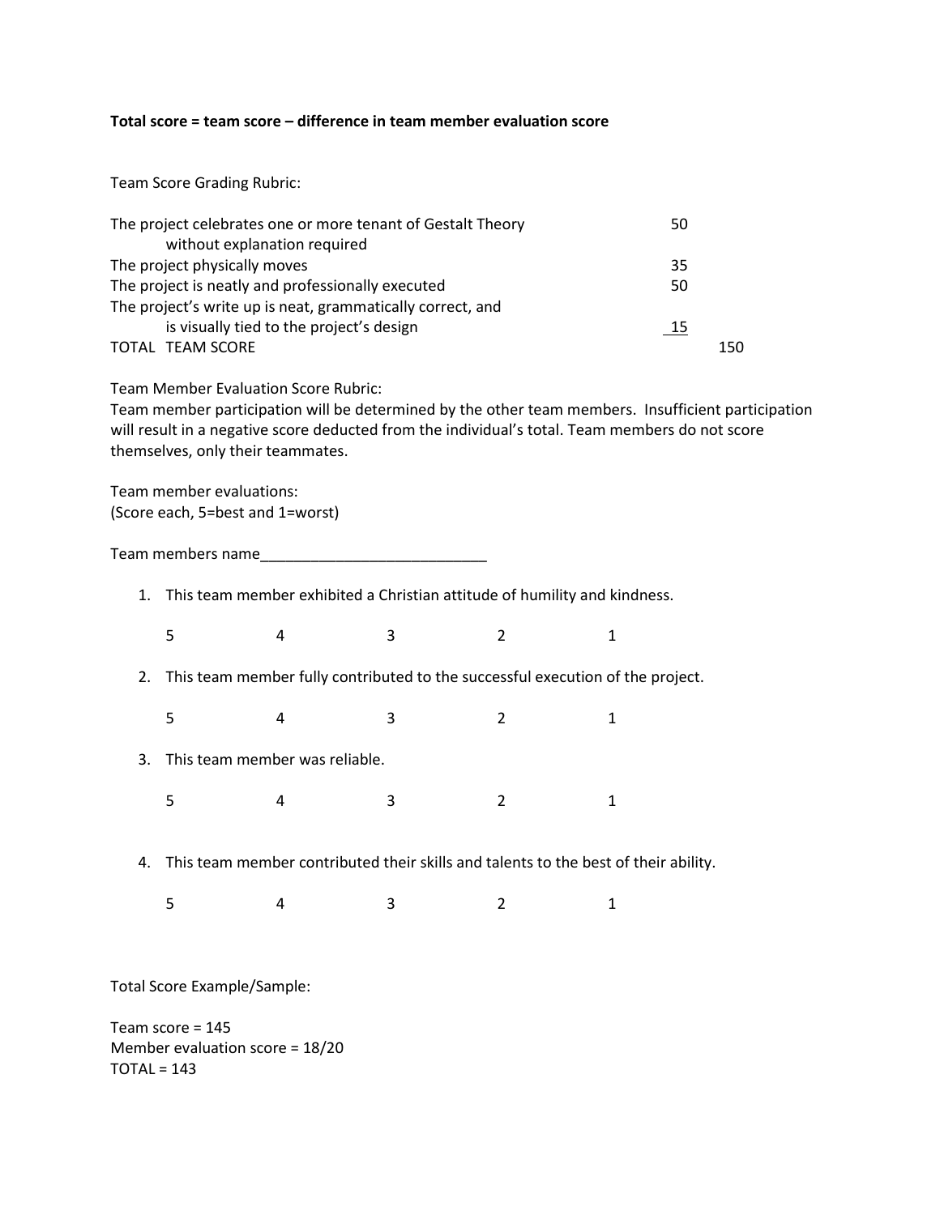**Total score = team score – difference in team member evaluation score**

Team Score Grading Rubric:

| | | |
|---|---|---|
| The project celebrates one or more tenant of Gestalt Theory without explanation required | 50 | |
| The project physically moves | 35 | |
| The project is neatly and professionally executed | 50 | |
| The project's write up is neat, grammatically correct, and is visually tied to the project's design | 15 | |
| TOTAL TEAM SCORE | | 150 |

Team Member Evaluation Score Rubric:
Team member participation will be determined by the other team members. Insufficient participation will result in a negative score deducted from the individual's total. Team members do not score themselves, only their teammates.

Team member evaluations:
(Score each, 5=best and 1=worst)

Team members name___________________________

1. This team member exhibited a Christian attitude of humility and kindness.

   5 4 3 2 1

2. This team member fully contributed to the successful execution of the project.

   5 4 3 2 1

3. This team member was reliable.

   5 4 3 2 1

4. This team member contributed their skills and talents to the best of their ability.

   5 4 3 2 1

Total Score Example/Sample:

Team score = 145
Member evaluation score = 18/20
TOTAL = 143